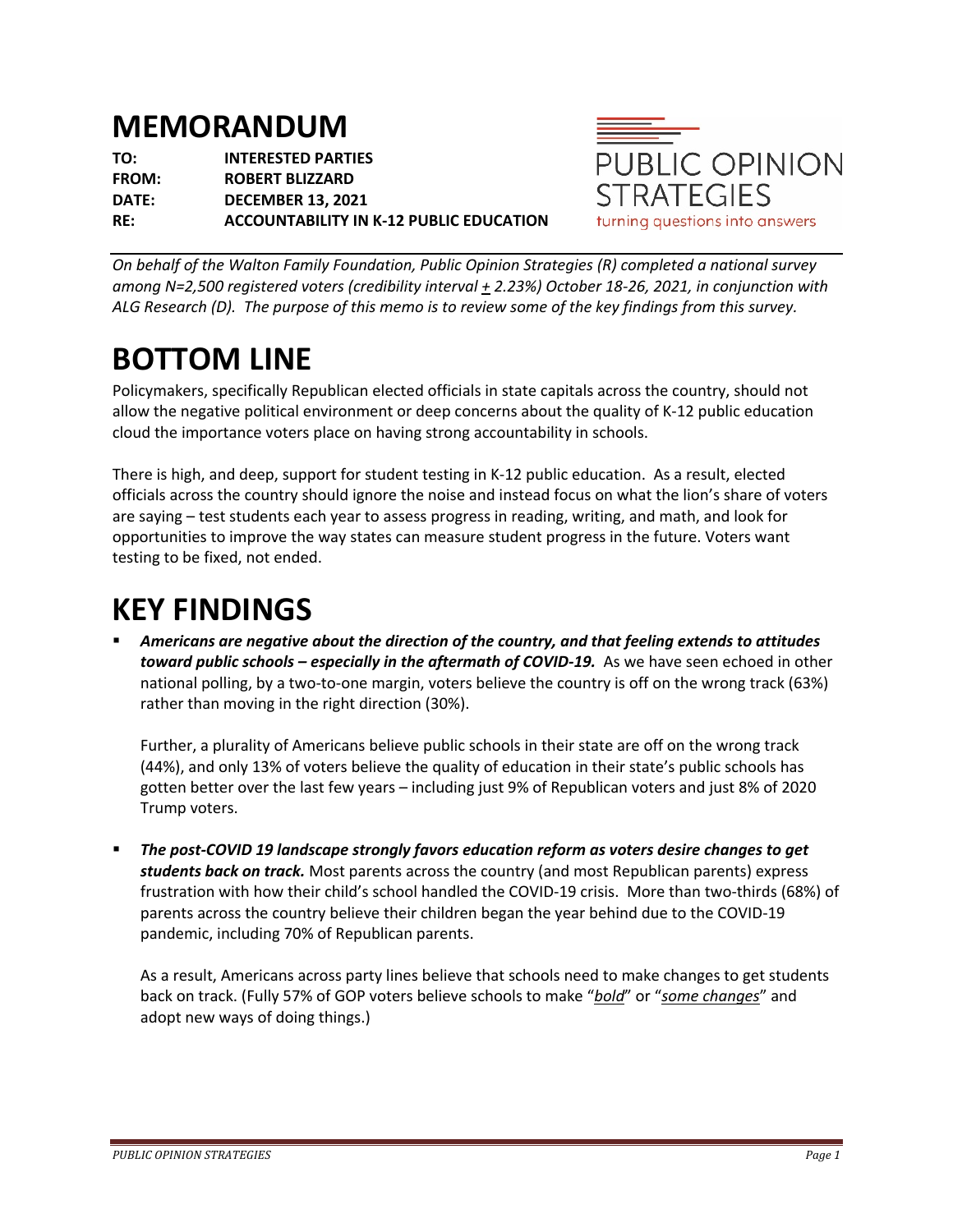# MEMORANDUM

**TO:** **INTERESTED PARTIES**
**FROM:** **ROBERT BLIZZARD**
**DATE:** **DECEMBER 13, 2021**
**RE:** **ACCOUNTABILITY IN K-12 PUBLIC EDUCATION**

PUBLIC OPINION STRATEGIES
turning questions into answers

*On behalf of the Walton Family Foundation, Public Opinion Strategies (R) completed a national survey among N=2,500 registered voters (credibility interval ± 2.23%) October 18-26, 2021, in conjunction with ALG Research (D). The purpose of this memo is to review some of the key findings from this survey.*

# BOTTOM LINE

Policymakers, specifically Republican elected officials in state capitals across the country, should not allow the negative political environment or deep concerns about the quality of K-12 public education cloud the importance voters place on having strong accountability in schools.

There is high, and deep, support for student testing in K-12 public education. As a result, elected officials across the country should ignore the noise and instead focus on what the lion's share of voters are saying – test students each year to assess progress in reading, writing, and math, and look for opportunities to improve the way states can measure student progress in the future. Voters want testing to be fixed, not ended.

# KEY FINDINGS

- ***Americans are negative about the direction of the country, and that feeling extends to attitudes toward public schools – especially in the aftermath of COVID-19.*** As we have seen echoed in other national polling, by a two-to-one margin, voters believe the country is off on the wrong track (63%) rather than moving in the right direction (30%).

  Further, a plurality of Americans believe public schools in their state are off on the wrong track (44%), and only 13% of voters believe the quality of education in their state's public schools has gotten better over the last few years – including just 9% of Republican voters and just 8% of 2020 Trump voters.

- ***The post-COVID 19 landscape strongly favors education reform as voters desire changes to get students back on track.*** Most parents across the country (and most Republican parents) express frustration with how their child's school handled the COVID-19 crisis. More than two-thirds (68%) of parents across the country believe their children began the year behind due to the COVID-19 pandemic, including 70% of Republican parents.

  As a result, Americans across party lines believe that schools need to make changes to get students back on track. (Fully 57% of GOP voters believe schools to make "*bold*" or "*some changes*" and adopt new ways of doing things.)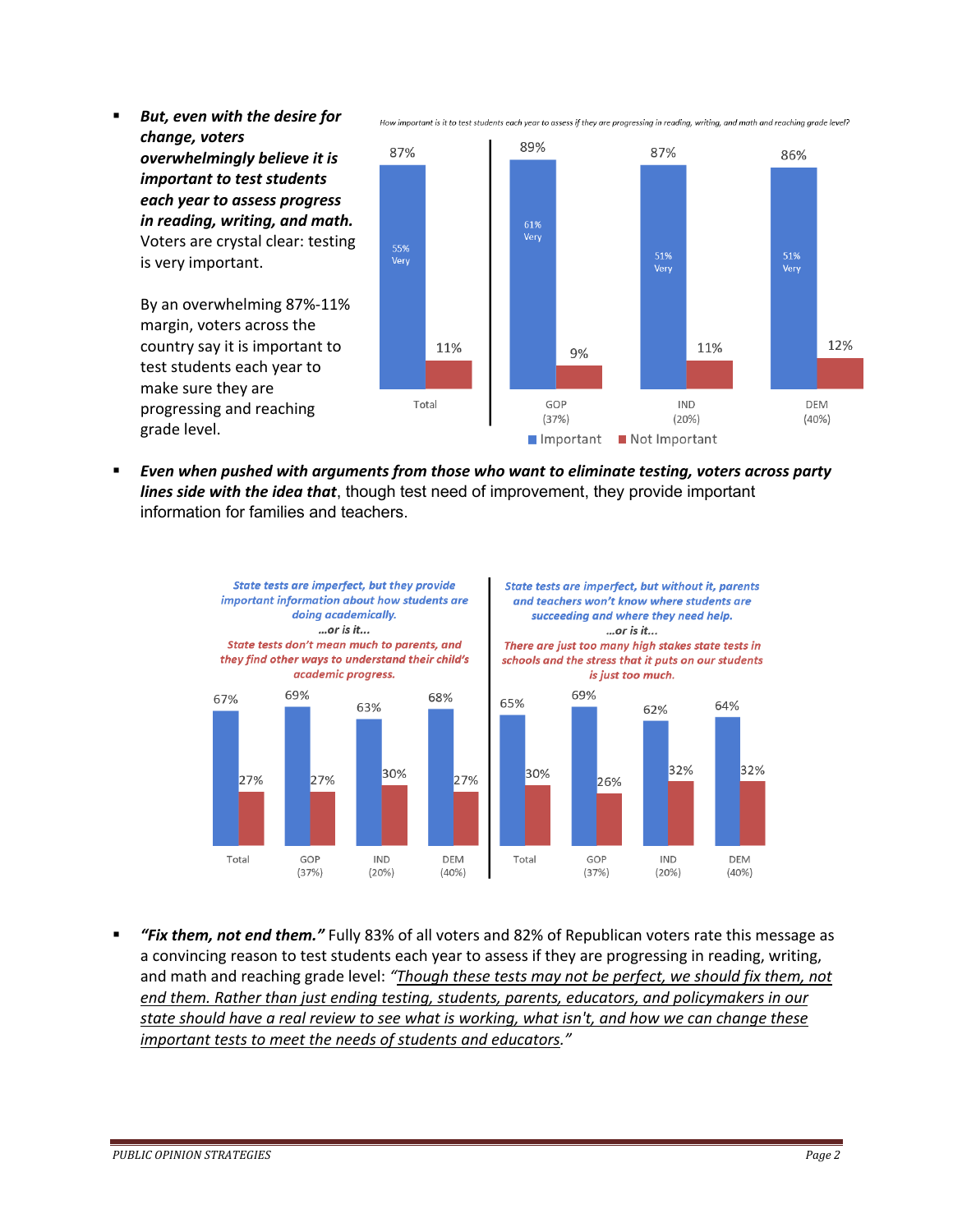- ***But, even with the desire for change, voters overwhelmingly believe it is important to test students each year to assess progress in reading, writing, and math.*** Voters are crystal clear: testing is very important.

  By an overwhelming 87%-11% margin, voters across the country say it is important to test students each year to make sure they are progressing and reaching grade level.

*How important is it to test students each year to assess if they are progressing in reading, writing, and math and reaching grade level?*

| | Important | Very | Not Important |
|---|---|---|---|
| Total | 87% | 55% | 11% |
| GOP (37%) | 89% | 61% | 9% |
| IND (20%) | 87% | 51% | 11% |
| DEM (40%) | 86% | 51% | 12% |

- ***Even when pushed with arguments from those who want to eliminate testing, voters across party lines side with the idea that***, though test need of improvement, they provide important information for families and teachers.

*State tests are imperfect, but they provide important information about how students are doing academically.* *...or is it...* *State tests don't mean much to parents, and they find other ways to understand their child's academic progress.*

| | Imperfect, but provide important information | Don't mean much to parents |
|---|---|---|
| Total | 67% | 27% |
| GOP (37%) | 69% | 27% |
| IND (20%) | 63% | 30% |
| DEM (40%) | 68% | 27% |

*State tests are imperfect, but without it, parents and teachers won't know where students are succeeding and where they need help.* *...or is it...* *There are just too many high stakes state tests in schools and the stress that it puts on our students is just too much.*

| | Imperfect, but without it parents and teachers won't know | Too many high stakes state tests |
|---|---|---|
| Total | 65% | 30% |
| GOP (37%) | 69% | 26% |
| IND (20%) | 62% | 32% |
| DEM (40%) | 64% | 32% |

- ***"Fix them, not end them."*** Fully 83% of all voters and 82% of Republican voters rate this message as a convincing reason to test students each year to assess if they are progressing in reading, writing, and math and reaching grade level: *"Though these tests may not be perfect, we should fix them, not end them. Rather than just ending testing, students, parents, educators, and policymakers in our state should have a real review to see what is working, what isn't, and how we can change these important tests to meet the needs of students and educators."*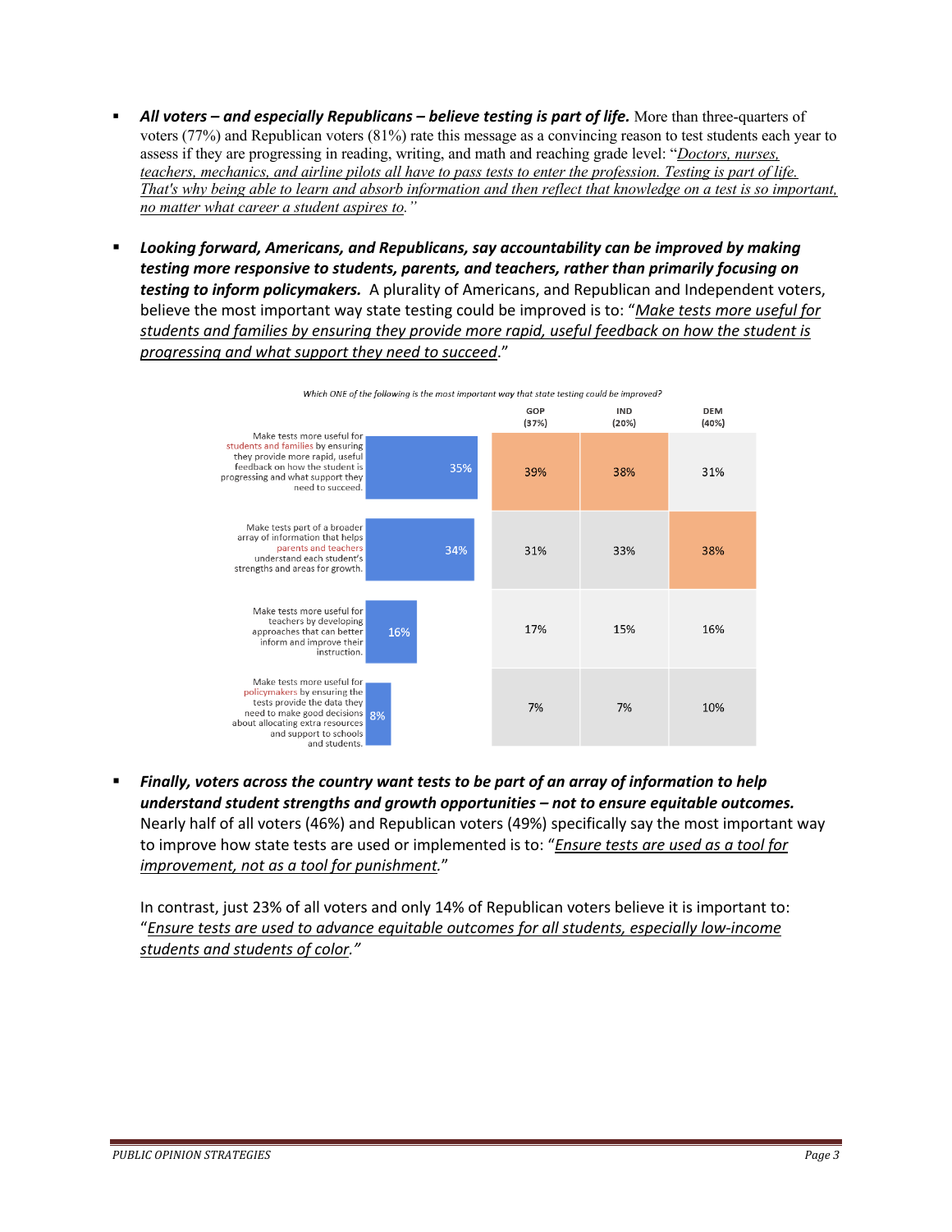- ***All voters – and especially Republicans – believe testing is part of life.*** More than three-quarters of voters (77%) and Republican voters (81%) rate this message as a convincing reason to test students each year to assess if they are progressing in reading, writing, and math and reaching grade level: "*Doctors, nurses, teachers, mechanics, and airline pilots all have to pass tests to enter the profession. Testing is part of life. That's why being able to learn and absorb information and then reflect that knowledge on a test is so important, no matter what career a student aspires to.*"

- ***Looking forward, Americans, and Republicans, say accountability can be improved by making testing more responsive to students, parents, and teachers, rather than primarily focusing on testing to inform policymakers.*** A plurality of Americans, and Republican and Independent voters, believe the most important way state testing could be improved is to: "*Make tests more useful for students and families by ensuring they provide more rapid, useful feedback on how the student is progressing and what support they need to succeed*."

*Which ONE of the following is the most important way that state testing could be improved?*

GOP (37%)
IND (20%)
DEM (40%)

Make tests more useful for students and families by ensuring they provide more rapid, useful feedback on how the student is progressing and what support they need to succeed.
35%
39%
38%
31%

Make tests part of a broader array of information that helps parents and teachers understand each student's strengths and areas for growth.
34%
31%
33%
38%

Make tests more useful for teachers by developing approaches that can better inform and improve their instruction.
16%
17%
15%
16%

Make tests more useful for policymakers by ensuring the tests provide the data they need to make good decisions about allocating extra resources and support to schools and students.
8%
7%
7%
10%

- ***Finally, voters across the country want tests to be part of an array of information to help understand student strengths and growth opportunities – not to ensure equitable outcomes.*** Nearly half of all voters (46%) and Republican voters (49%) specifically say the most important way to improve how state tests are used or implemented is to: "*Ensure tests are used as a tool for improvement, not as a tool for punishment.*"

  In contrast, just 23% of all voters and only 14% of Republican voters believe it is important to: "*Ensure tests are used to advance equitable outcomes for all students, especially low-income students and students of color.*"